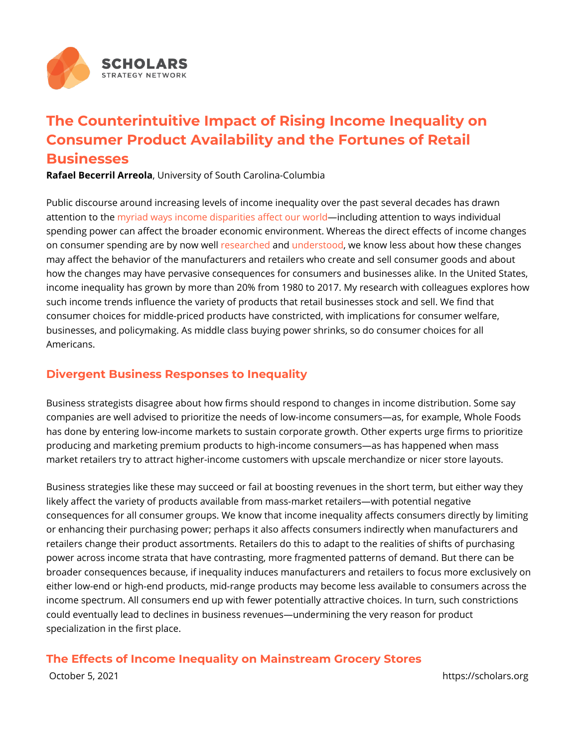# The Counterintuitive Impact of Rising Income Inequality on Consumer Product Availability and the Fortunes of Retail Businesses

**Rafael Becerril Arreola**, University of South Carolina-Columbia

Public discourse around increasing levels of income inequality over the past several decades has drawn attention to the myriad ways income disparities affect our world—including attention to ways individual spending power can affect the broader economic environment. Whereas the direct effects of income changes on consumer spending are by now well researched and understood, we know less about how these changes may affect the behavior of the manufacturers and retailers who create and sell consumer goods and about how the changes may have pervasive consequences for consumers and businesses alike. In the United States, income inequality has grown by more than 20% from 1980 to 2017. My research with colleagues explores how such income trends influence the variety of products that retail businesses stock and sell. We find that consumer choices for middle-priced products have constricted, with implications for consumer welfare, businesses, and policymaking. As middle class buying power shrinks, so do consumer choices for all Americans.

## Divergent Business Responses to Inequality

Business strategists disagree about how firms should respond to changes in income distribution. Some say companies are well advised to prioritize the needs of low-income consumers—as, for example, Whole Foods has done by entering low-income markets to sustain corporate growth. Other experts urge firms to prioritize producing and marketing premium products to high-income consumers—as has happened when mass market retailers try to attract higher-income customers with upscale merchandize or nicer store layouts.

Business strategies like these may succeed or fail at boosting revenues in the short term, but either way they likely affect the variety of products available from mass-market retailers—with potential negative consequences for all consumer groups. We know that income inequality affects consumers directly by limiting or enhancing their purchasing power; perhaps it also affects consumers indirectly when manufacturers and retailers change their product assortments. Retailers do this to adapt to the realities of shifts of purchasing power across income strata that have contrasting, more fragmented patterns of demand. But there can be broader consequences because, if inequality induces manufacturers and retailers to focus more exclusively on either low-end or high-end products, mid-range products may become less available to consumers across the income spectrum. All consumers end up with fewer potentially attractive choices. In turn, such constrictions could eventually lead to declines in business revenues—undermining the very reason for product specialization in the first place.

## The Effects of Income Inequality on Mainstream Grocery Stores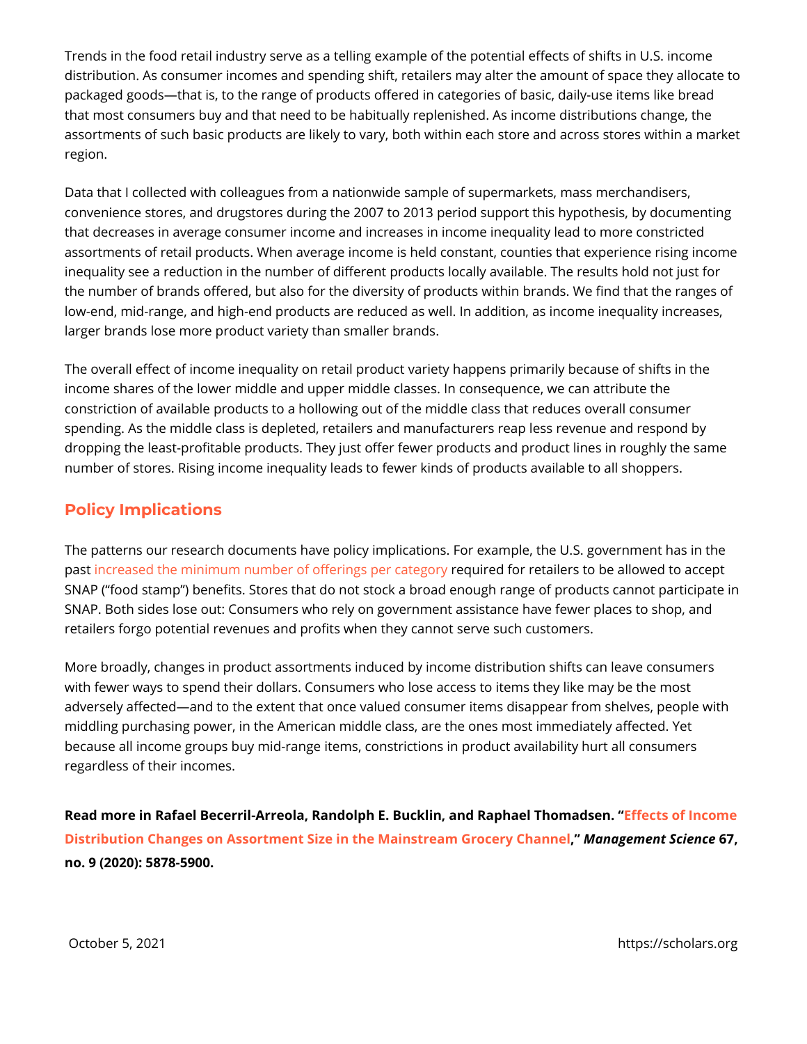Trends in the food retail industry serve as a telling example of the potential effects of shifts in U.S. income distribution. As consumer incomes and spending shift, retailers may alter the amount of space they allocate to packaged goods—that is, to the range of products offered in categories of basic, daily-use items like bread that most consumers buy and that need to be habitually replenished. As income distributions change, the assortments of such basic products are likely to vary, both within each store and across stores within a market region.

Data that I collected with colleagues from a nationwide sample of supermarkets, mass merchandisers, convenience stores, and drugstores during the 2007 to 2013 period support this hypothesis, by documenting that decreases in average consumer income and increases in income inequality lead to more constricted assortments of retail products. When average income is held constant, counties that experience rising income inequality see a reduction in the number of different products locally available. The results hold not just for the number of brands offered, but also for the diversity of products within brands. We find that the ranges of low-end, mid-range, and high-end products are reduced as well. In addition, as income inequality increases, larger brands lose more product variety than smaller brands.

The overall effect of income inequality on retail product variety happens primarily because of shifts in the income shares of the lower middle and upper middle classes. In consequence, we can attribute the constriction of available products to a hollowing out of the middle class that reduces overall consumer spending. As the middle class is depleted, retailers and manufacturers reap less revenue and respond by dropping the least-profitable products. They just offer fewer products and product lines in roughly the same number of stores. Rising income inequality leads to fewer kinds of products available to all shoppers.

## Policy Implications

The patterns our research documents have policy implications. For example, the U.S. government has in the past increased the minimum number of offerings per category required for retailers to be allowed to accept SNAP ("food stamp") benefits. Stores that do not stock a broad enough range of products cannot participate in SNAP. Both sides lose out: Consumers who rely on government assistance have fewer places to shop, and retailers forgo potential revenues and profits when they cannot serve such customers.

More broadly, changes in product assortments induced by income distribution shifts can leave consumers with fewer ways to spend their dollars. Consumers who lose access to items they like may be the most adversely affected—and to the extent that once valued consumer items disappear from shelves, people with middling purchasing power, in the American middle class, are the ones most immediately affected. Yet because all income groups buy mid-range items, constrictions in product availability hurt all consumers regardless of their incomes.

**Read more in Rafael Becerril-Arreola, Randolph E. Bucklin, and Raphael Thomadsen. "Effects of Income Distribution Changes on Assortment Size in the Mainstream Grocery Channel," *Management Science* 67, no. 9 (2020): 5878-5900.**